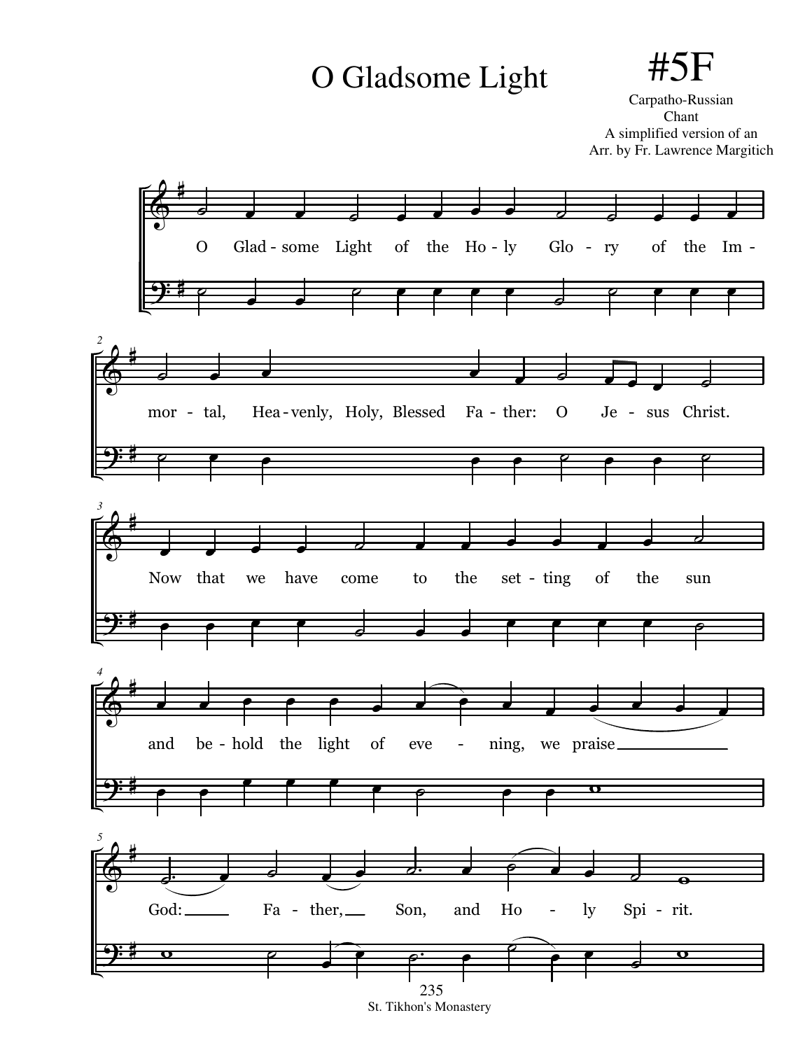# O Gladsome Light

## #5F

Carpatho-Russian
Chant
A simplified version of an
Arr. by Fr. Lawrence Margitich

O Glad-some Light of the Ho-ly Glo-ry of the Im-mor-tal, Hea-venly, Holy, Blessed Fa-ther: O Je-sus Christ.

Now that we have come to the set-ting of the sun and be-hold the light of eve-ning, we praise God: Fa-ther, Son, and Ho-ly Spi-rit.

St. Tikhon's Monastery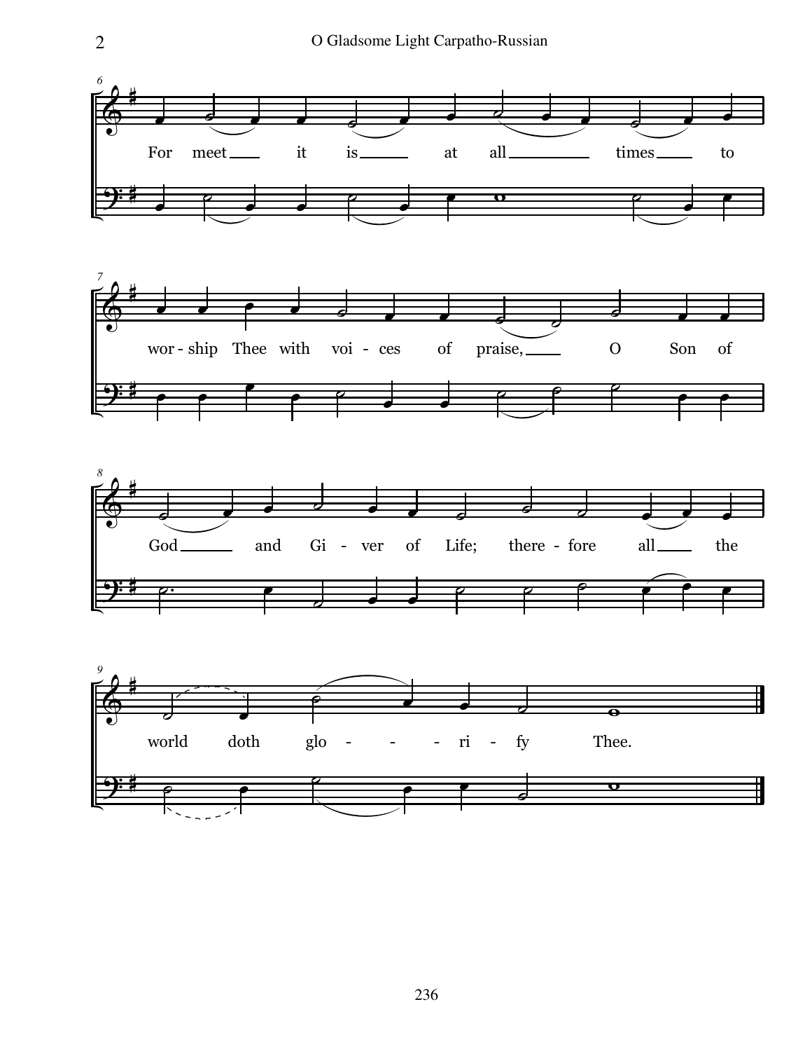For meet it is at all times to worship Thee with voices of praise, O Son of God and Giver of Life; therefore all the world doth glorify Thee.